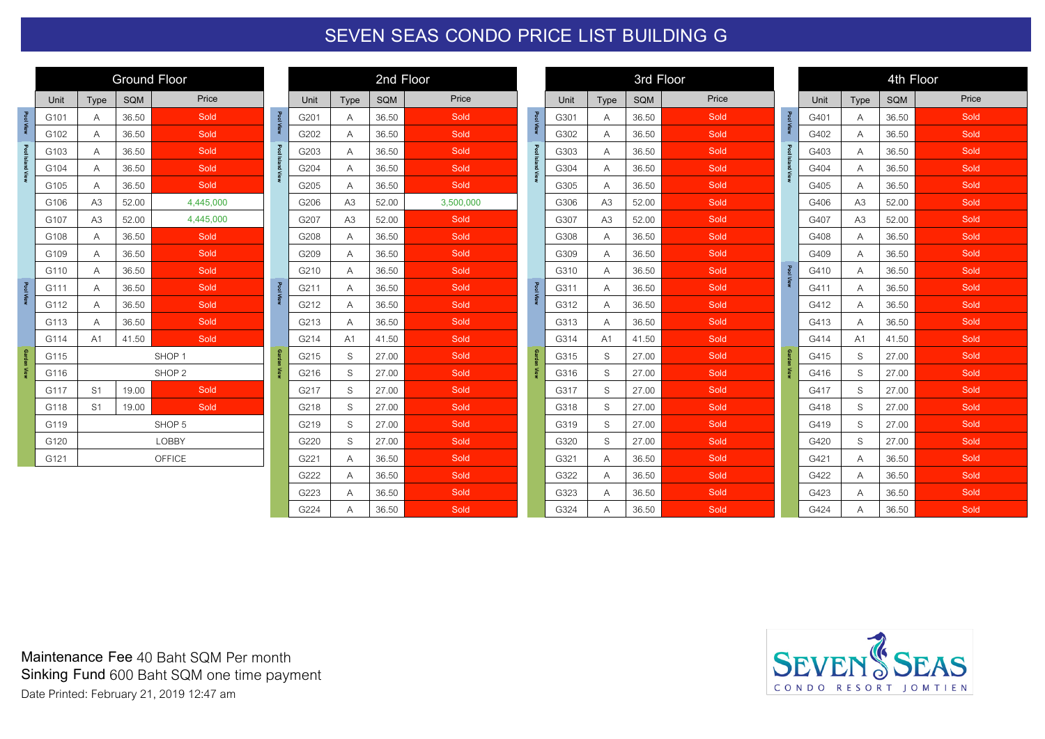# SEVEN SEAS CONDO PRICE LIST BUILDING G

## Ground Floor

| View | Unit | Type | SQM | Price |
|---|---|---|---|---|
| Pool View | G101 | A | 36.50 | Sold |
| | G102 | A | 36.50 | Sold |
| Pool Island View | G103 | A | 36.50 | Sold |
| | G104 | A | 36.50 | Sold |
| | G105 | A | 36.50 | Sold |
| | G106 | A3 | 52.00 | 4,445,000 |
| | G107 | A3 | 52.00 | 4,445,000 |
| | G108 | A | 36.50 | Sold |
| | G109 | A | 36.50 | Sold |
| | G110 | A | 36.50 | Sold |
| Pool View | G111 | A | 36.50 | Sold |
| | G112 | A | 36.50 | Sold |
| | G113 | A | 36.50 | Sold |
| | G114 | A1 | 41.50 | Sold |
| Garden View | G115 | SHOP 1 | | |
| | G116 | SHOP 2 | | |
| | G117 | S1 | 19.00 | Sold |
| | G118 | S1 | 19.00 | Sold |
| | G119 | SHOP 5 | | |
| | G120 | LOBBY | | |
| | G121 | OFFICE | | |

## 2nd Floor

| View | Unit | Type | SQM | Price |
|---|---|---|---|---|
| Pool View | G201 | A | 36.50 | Sold |
| | G202 | A | 36.50 | Sold |
| Pool Island View | G203 | A | 36.50 | Sold |
| | G204 | A | 36.50 | Sold |
| | G205 | A | 36.50 | Sold |
| | G206 | A3 | 52.00 | 3,500,000 |
| | G207 | A3 | 52.00 | Sold |
| | G208 | A | 36.50 | Sold |
| | G209 | A | 36.50 | Sold |
| | G210 | A | 36.50 | Sold |
| Pool View | G211 | A | 36.50 | Sold |
| | G212 | A | 36.50 | Sold |
| | G213 | A | 36.50 | Sold |
| | G214 | A1 | 41.50 | Sold |
| Garden View | G215 | S | 27.00 | Sold |
| | G216 | S | 27.00 | Sold |
| | G217 | S | 27.00 | Sold |
| | G218 | S | 27.00 | Sold |
| | G219 | S | 27.00 | Sold |
| | G220 | S | 27.00 | Sold |
| | G221 | A | 36.50 | Sold |
| | G222 | A | 36.50 | Sold |
| | G223 | A | 36.50 | Sold |
| | G224 | A | 36.50 | Sold |

## 3rd Floor

| View | Unit | Type | SQM | Price |
|---|---|---|---|---|
| Pool View | G301 | A | 36.50 | Sold |
| | G302 | A | 36.50 | Sold |
| Pool Island View | G303 | A | 36.50 | Sold |
| | G304 | A | 36.50 | Sold |
| | G305 | A | 36.50 | Sold |
| | G306 | A3 | 52.00 | Sold |
| | G307 | A3 | 52.00 | Sold |
| | G308 | A | 36.50 | Sold |
| | G309 | A | 36.50 | Sold |
| | G310 | A | 36.50 | Sold |
| Pool View | G311 | A | 36.50 | Sold |
| | G312 | A | 36.50 | Sold |
| | G313 | A | 36.50 | Sold |
| | G314 | A1 | 41.50 | Sold |
| Garden View | G315 | S | 27.00 | Sold |
| | G316 | S | 27.00 | Sold |
| | G317 | S | 27.00 | Sold |
| | G318 | S | 27.00 | Sold |
| | G319 | S | 27.00 | Sold |
| | G320 | S | 27.00 | Sold |
| | G321 | A | 36.50 | Sold |
| | G322 | A | 36.50 | Sold |
| | G323 | A | 36.50 | Sold |
| | G324 | A | 36.50 | Sold |

## 4th Floor

| View | Unit | Type | SQM | Price |
|---|---|---|---|---|
| Pool View | G401 | A | 36.50 | Sold |
| | G402 | A | 36.50 | Sold |
| Pool Island View | G403 | A | 36.50 | Sold |
| | G404 | A | 36.50 | Sold |
| | G405 | A | 36.50 | Sold |
| | G406 | A3 | 52.00 | Sold |
| | G407 | A3 | 52.00 | Sold |
| | G408 | A | 36.50 | Sold |
| | G409 | A | 36.50 | Sold |
| Pool View | G410 | A | 36.50 | Sold |
| | G411 | A | 36.50 | Sold |
| | G412 | A | 36.50 | Sold |
| | G413 | A | 36.50 | Sold |
| | G414 | A1 | 41.50 | Sold |
| Garden View | G415 | S | 27.00 | Sold |
| | G416 | S | 27.00 | Sold |
| | G417 | S | 27.00 | Sold |
| | G418 | S | 27.00 | Sold |
| | G419 | S | 27.00 | Sold |
| | G420 | S | 27.00 | Sold |
| | G421 | A | 36.50 | Sold |
| | G422 | A | 36.50 | Sold |
| | G423 | A | 36.50 | Sold |
| | G424 | A | 36.50 | Sold |

Maintenance Fee 40 Baht SQM Per month

Sinking Fund 600 Baht SQM one time payment

Date Printed: February 21, 2019 12:47 am

SEVEN SEAS
CONDO RESORT JOMTIEN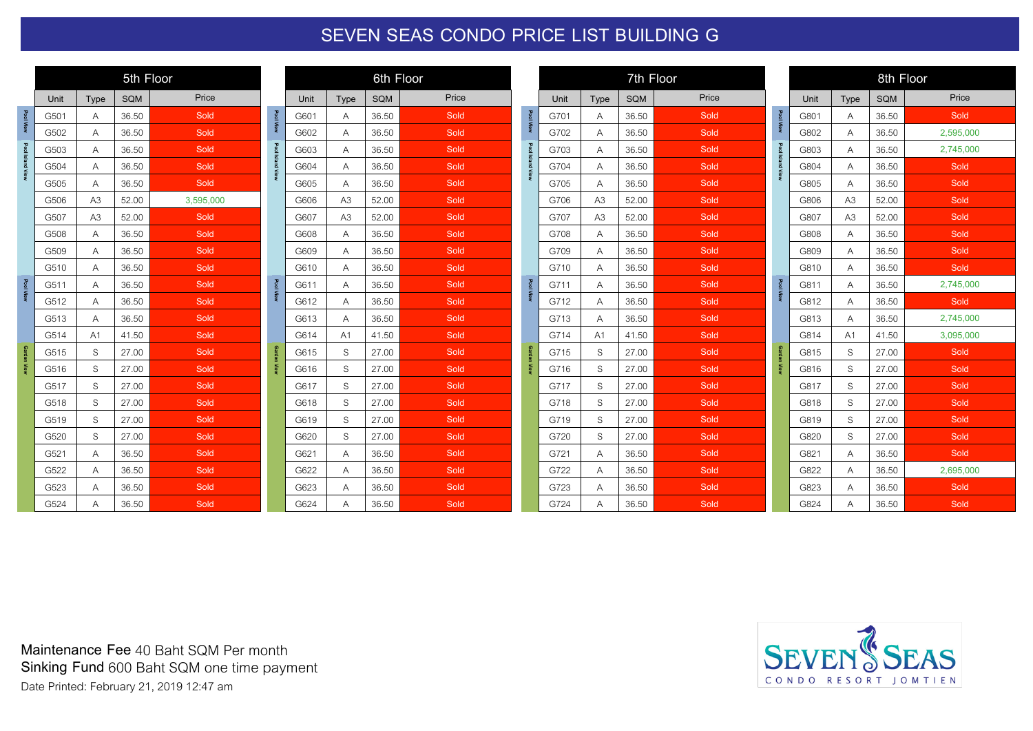# SEVEN SEAS CONDO PRICE LIST BUILDING G

## 5th Floor

| View | Unit | Type | SQM | Price |
|---|---|---|---|---|
| Pool View | G501 | A | 36.50 | Sold |
| Pool View | G502 | A | 36.50 | Sold |
| Pool Island View | G503 | A | 36.50 | Sold |
| Pool Island View | G504 | A | 36.50 | Sold |
| | G505 | A | 36.50 | Sold |
| | G506 | A3 | 52.00 | 3,595,000 |
| | G507 | A3 | 52.00 | Sold |
| | G508 | A | 36.50 | Sold |
| | G509 | A | 36.50 | Sold |
| | G510 | A | 36.50 | Sold |
| Pool View | G511 | A | 36.50 | Sold |
| Pool View | G512 | A | 36.50 | Sold |
| | G513 | A | 36.50 | Sold |
| | G514 | A1 | 41.50 | Sold |
| Garden View | G515 | S | 27.00 | Sold |
| Garden View | G516 | S | 27.00 | Sold |
| | G517 | S | 27.00 | Sold |
| | G518 | S | 27.00 | Sold |
| | G519 | S | 27.00 | Sold |
| | G520 | S | 27.00 | Sold |
| | G521 | A | 36.50 | Sold |
| | G522 | A | 36.50 | Sold |
| | G523 | A | 36.50 | Sold |
| | G524 | A | 36.50 | Sold |

## 6th Floor

| View | Unit | Type | SQM | Price |
|---|---|---|---|---|
| Pool View | G601 | A | 36.50 | Sold |
| Pool View | G602 | A | 36.50 | Sold |
| Pool Island View | G603 | A | 36.50 | Sold |
| Pool Island View | G604 | A | 36.50 | Sold |
| | G605 | A | 36.50 | Sold |
| | G606 | A3 | 52.00 | Sold |
| | G607 | A3 | 52.00 | Sold |
| | G608 | A | 36.50 | Sold |
| | G609 | A | 36.50 | Sold |
| | G610 | A | 36.50 | Sold |
| Pool View | G611 | A | 36.50 | Sold |
| Pool View | G612 | A | 36.50 | Sold |
| | G613 | A | 36.50 | Sold |
| | G614 | A1 | 41.50 | Sold |
| Garden View | G615 | S | 27.00 | Sold |
| Garden View | G616 | S | 27.00 | Sold |
| | G617 | S | 27.00 | Sold |
| | G618 | S | 27.00 | Sold |
| | G619 | S | 27.00 | Sold |
| | G620 | S | 27.00 | Sold |
| | G621 | A | 36.50 | Sold |
| | G622 | A | 36.50 | Sold |
| | G623 | A | 36.50 | Sold |
| | G624 | A | 36.50 | Sold |

## 7th Floor

| View | Unit | Type | SQM | Price |
|---|---|---|---|---|
| Pool View | G701 | A | 36.50 | Sold |
| Pool View | G702 | A | 36.50 | Sold |
| Pool Island View | G703 | A | 36.50 | Sold |
| Pool Island View | G704 | A | 36.50 | Sold |
| | G705 | A | 36.50 | Sold |
| | G706 | A3 | 52.00 | Sold |
| | G707 | A3 | 52.00 | Sold |
| | G708 | A | 36.50 | Sold |
| | G709 | A | 36.50 | Sold |
| | G710 | A | 36.50 | Sold |
| Pool View | G711 | A | 36.50 | Sold |
| Pool View | G712 | A | 36.50 | Sold |
| | G713 | A | 36.50 | Sold |
| | G714 | A1 | 41.50 | Sold |
| Garden View | G715 | S | 27.00 | Sold |
| Garden View | G716 | S | 27.00 | Sold |
| | G717 | S | 27.00 | Sold |
| | G718 | S | 27.00 | Sold |
| | G719 | S | 27.00 | Sold |
| | G720 | S | 27.00 | Sold |
| | G721 | A | 36.50 | Sold |
| | G722 | A | 36.50 | Sold |
| | G723 | A | 36.50 | Sold |
| | G724 | A | 36.50 | Sold |

## 8th Floor

| View | Unit | Type | SQM | Price |
|---|---|---|---|---|
| Pool View | G801 | A | 36.50 | Sold |
| Pool View | G802 | A | 36.50 | 2,595,000 |
| Pool Island View | G803 | A | 36.50 | 2,745,000 |
| Pool Island View | G804 | A | 36.50 | Sold |
| | G805 | A | 36.50 | Sold |
| | G806 | A3 | 52.00 | Sold |
| | G807 | A3 | 52.00 | Sold |
| | G808 | A | 36.50 | Sold |
| | G809 | A | 36.50 | Sold |
| | G810 | A | 36.50 | Sold |
| Pool View | G811 | A | 36.50 | 2,745,000 |
| Pool View | G812 | A | 36.50 | Sold |
| | G813 | A | 36.50 | 2,745,000 |
| | G814 | A1 | 41.50 | 3,095,000 |
| Garden View | G815 | S | 27.00 | Sold |
| Garden View | G816 | S | 27.00 | Sold |
| | G817 | S | 27.00 | Sold |
| | G818 | S | 27.00 | Sold |
| | G819 | S | 27.00 | Sold |
| | G820 | S | 27.00 | Sold |
| | G821 | A | 36.50 | Sold |
| | G822 | A | 36.50 | 2,695,000 |
| | G823 | A | 36.50 | Sold |
| | G824 | A | 36.50 | Sold |

Maintenance Fee 40 Baht SQM Per month
Sinking Fund 600 Baht SQM one time payment
Date Printed: February 21, 2019 12:47 am

SEVEN SEAS
CONDO RESORT JOMTIEN